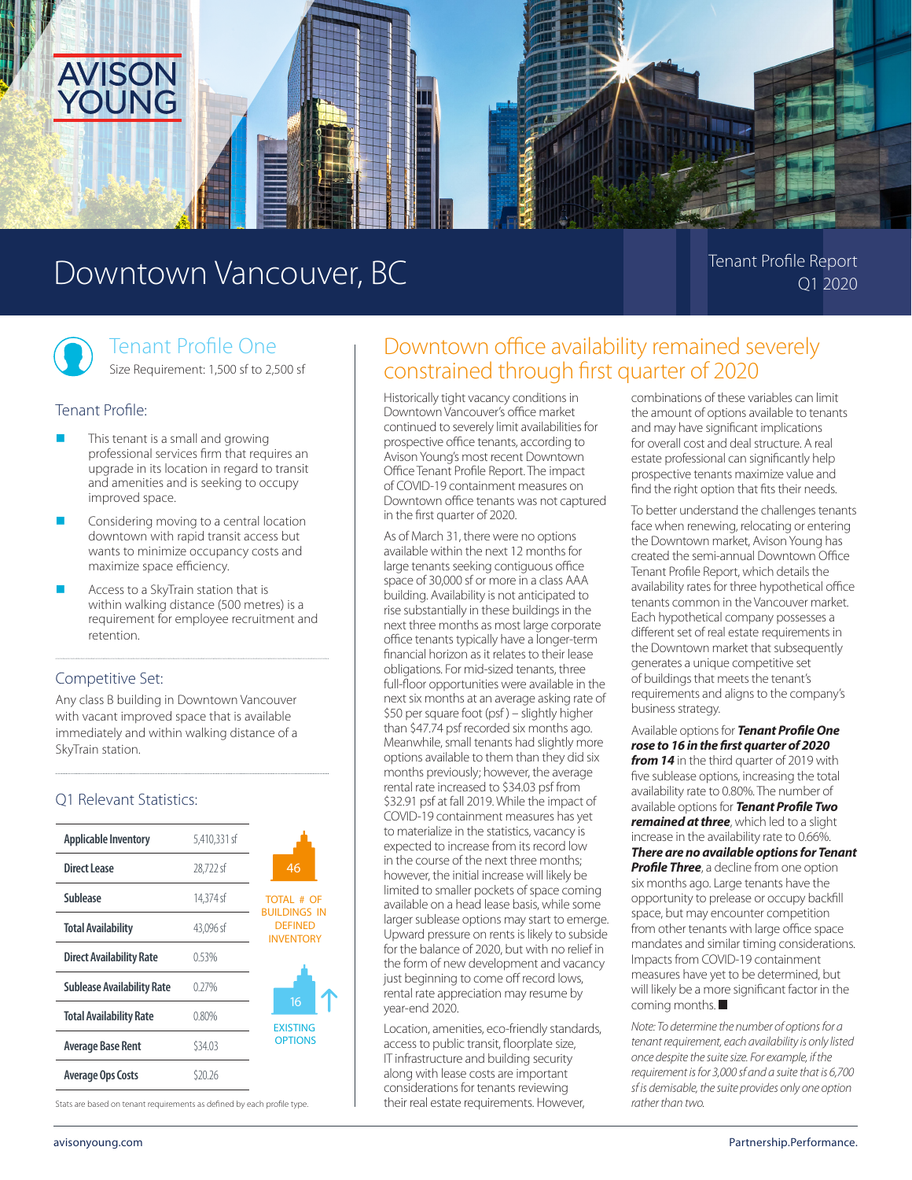# Downtown Vancouver, BC

Tenant Profile Report
Q1 2020

## Tenant Profile One

Size Requirement: 1,500 sf to 2,500 sf

### Tenant Profile:

- This tenant is a small and growing professional services firm that requires an upgrade in its location in regard to transit and amenities and is seeking to occupy improved space.
- Considering moving to a central location downtown with rapid transit access but wants to minimize occupancy costs and maximize space efficiency.
- Access to a SkyTrain station that is within walking distance (500 metres) is a requirement for employee recruitment and retention.

### Competitive Set:

Any class B building in Downtown Vancouver with vacant improved space that is available immediately and within walking distance of a SkyTrain station.

### Q1 Relevant Statistics:

| | |
|---|---|
| **Applicable Inventory** | 5,410,331 sf |
| **Direct Lease** | 28,722 sf |
| **Sublease** | 14,374 sf |
| **Total Availability** | 43,096 sf |
| **Direct Availability Rate** | 0.53% |
| **Sublease Availability Rate** | 0.27% |
| **Total Availability Rate** | 0.80% |
| **Average Base Rent** | $34.03 |
| **Average Ops Costs** | $20.26 |

46 — TOTAL # OF BUILDINGS IN DEFINED INVENTORY

16 — EXISTING OPTIONS

Stats are based on tenant requirements as defined by each profile type.

## Downtown office availability remained severely constrained through first quarter of 2020

Historically tight vacancy conditions in Downtown Vancouver's office market continued to severely limit availabilities for prospective office tenants, according to Avison Young's most recent Downtown Office Tenant Profile Report. The impact of COVID-19 containment measures on Downtown office tenants was not captured in the first quarter of 2020.

As of March 31, there were no options available within the next 12 months for large tenants seeking contiguous office space of 30,000 sf or more in a class AAA building. Availability is not anticipated to rise substantially in these buildings in the next three months as most large corporate office tenants typically have a longer-term financial horizon as it relates to their lease obligations. For mid-sized tenants, three full-floor opportunities were available in the next six months at an average asking rate of $50 per square foot (psf) – slightly higher than $47.74 psf recorded six months ago. Meanwhile, small tenants had slightly more options available to them than they did six months previously; however, the average rental rate increased to $34.03 psf from $32.91 psf at fall 2019. While the impact of COVID-19 containment measures has yet to materialize in the statistics, vacancy is expected to increase from its record low in the course of the next three months; however, the initial increase will likely be limited to smaller pockets of space coming available on a head lease basis, while some larger sublease options may start to emerge. Upward pressure on rents is likely to subside for the balance of 2020, but with no relief in the form of new development and vacancy just beginning to come off record lows, rental rate appreciation may resume by year-end 2020.

Location, amenities, eco-friendly standards, access to public transit, floorplate size, IT infrastructure and building security along with lease costs are important considerations for tenants reviewing their real estate requirements. However, combinations of these variables can limit the amount of options available to tenants and may have significant implications for overall cost and deal structure. A real estate professional can significantly help prospective tenants maximize value and find the right option that fits their needs.

To better understand the challenges tenants face when renewing, relocating or entering the Downtown market, Avison Young has created the semi-annual Downtown Office Tenant Profile Report, which details the availability rates for three hypothetical office tenants common in the Vancouver market. Each hypothetical company possesses a different set of real estate requirements in the Downtown market that subsequently generates a unique competitive set of buildings that meets the tenant's requirements and aligns to the company's business strategy.

Available options for ***Tenant Profile One rose to 16 in the first quarter of 2020 from 14*** in the third quarter of 2019 with five sublease options, increasing the total availability rate to 0.80%. The number of available options for ***Tenant Profile Two remained at three***, which led to a slight increase in the availability rate to 0.66%. ***There are no available options for Tenant Profile Three***, a decline from one option six months ago. Large tenants have the opportunity to prelease or occupy backfill space, but may encounter competition from other tenants with large office space mandates and similar timing considerations. Impacts from COVID-19 containment measures have yet to be determined, but will likely be a more significant factor in the coming months. ■

*Note: To determine the number of options for a tenant requirement, each availability is only listed once despite the suite size. For example, if the requirement is for 3,000 sf and a suite that is 6,700 sf is demisable, the suite provides only one option rather than two.*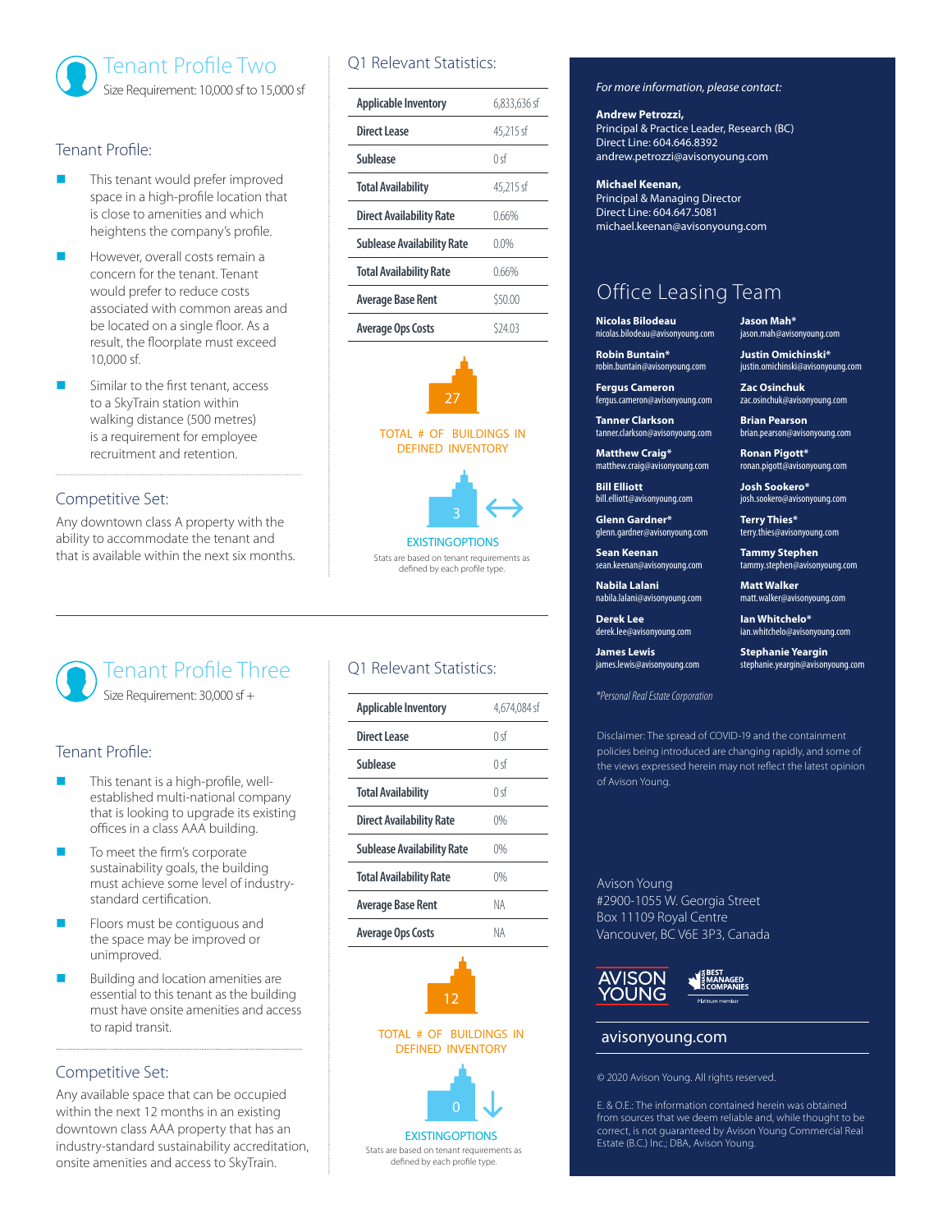## Tenant Profile Two

Size Requirement: 10,000 sf to 15,000 sf

### Tenant Profile:

- This tenant would prefer improved space in a high-profile location that is close to amenities and which heightens the company's profile.
- However, overall costs remain a concern for the tenant. Tenant would prefer to reduce costs associated with common areas and be located on a single floor. As a result, the floorplate must exceed 10,000 sf.
- Similar to the first tenant, access to a SkyTrain station within walking distance (500 metres) is a requirement for employee recruitment and retention.

### Competitive Set:

Any downtown class A property with the ability to accommodate the tenant and that is available within the next six months.

### Q1 Relevant Statistics:

| | |
|---|---|
| **Applicable Inventory** | 6,833,636 sf |
| **Direct Lease** | 45,215 sf |
| **Sublease** | 0 sf |
| **Total Availability** | 45,215 sf |
| **Direct Availability Rate** | 0.66% |
| **Sublease Availability Rate** | 0.0% |
| **Total Availability Rate** | 0.66% |
| **Average Base Rent** | $50.00 |
| **Average Ops Costs** | $24.03 |

27

TOTAL # OF BUILDINGS IN DEFINED INVENTORY

3

EXISTINGOPTIONS

Stats are based on tenant requirements as defined by each profile type.

## Tenant Profile Three

Size Requirement: 30,000 sf +

### Tenant Profile:

- This tenant is a high-profile, well-established multi-national company that is looking to upgrade its existing offices in a class AAA building.
- To meet the firm's corporate sustainability goals, the building must achieve some level of industry-standard certification.
- Floors must be contiguous and the space may be improved or unimproved.
- Building and location amenities are essential to this tenant as the building must have onsite amenities and access to rapid transit.

### Competitive Set:

Any available space that can be occupied within the next 12 months in an existing downtown class AAA property that has an industry-standard sustainability accreditation, onsite amenities and access to SkyTrain.

### Q1 Relevant Statistics:

| | |
|---|---|
| **Applicable Inventory** | 4,674,084 sf |
| **Direct Lease** | 0 sf |
| **Sublease** | 0 sf |
| **Total Availability** | 0 sf |
| **Direct Availability Rate** | 0% |
| **Sublease Availability Rate** | 0% |
| **Total Availability Rate** | 0% |
| **Average Base Rent** | NA |
| **Average Ops Costs** | NA |

12

TOTAL # OF BUILDINGS IN DEFINED INVENTORY

0

EXISTINGOPTIONS

Stats are based on tenant requirements as defined by each profile type.

*For more information, please contact:*

**Andrew Petrozzi,**
Principal & Practice Leader, Research (BC)
Direct Line: 604.646.8392
andrew.petrozzi@avisonyoung.com

**Michael Keenan,**
Principal & Managing Director
Direct Line: 604.647.5081
michael.keenan@avisonyoung.com

## Office Leasing Team

**Nicolas Bilodeau**
nicolas.bilodeau@avisonyoung.com

**Robin Buntain***
robin.buntain@avisonyoung.com

**Fergus Cameron**
fergus.cameron@avisonyoung.com

**Tanner Clarkson**
tanner.clarkson@avisonyoung.com

**Matthew Craig***
matthew.craig@avisonyoung.com

**Bill Elliott**
bill.elliott@avisonyoung.com

**Glenn Gardner***
glenn.gardner@avisonyoung.com

**Sean Keenan**
sean.keenan@avisonyoung.com

**Nabila Lalani**
nabila.lalani@avisonyoung.com

**Derek Lee**
derek.lee@avisonyoung.com

**James Lewis**
james.lewis@avisonyoung.com

**Jason Mah***
jason.mah@avisonyoung.com

**Justin Omichinski***
justin.omichinski@avisonyoung.com

**Zac Osinchuk**
zac.osinchuk@avisonyoung.com

**Brian Pearson**
brian.pearson@avisonyoung.com

**Ronan Pigott***
ronan.pigott@avisonyoung.com

**Josh Sookero***
josh.sookero@avisonyoung.com

**Terry Thies***
terry.thies@avisonyoung.com

**Tammy Stephen**
tammy.stephen@avisonyoung.com

**Matt Walker**
matt.walker@avisonyoung.com

**Ian Whitchelo***
ian.whitchelo@avisonyoung.com

**Stephanie Yeargin**
stephanie.yeargin@avisonyoung.com

*\*Personal Real Estate Corporation*

Disclaimer: The spread of COVID-19 and the containment policies being introduced are changing rapidly, and some of the views expressed herein may not reflect the latest opinion of Avison Young.

Avison Young
#2900-1055 W. Georgia Street
Box 11109 Royal Centre
Vancouver, BC V6E 3P3, Canada

AVISON YOUNG

BEST MANAGED COMPANIES
Platinum member

avisonyoung.com

© 2020 Avison Young. All rights reserved.

E. & O.E.: The information contained herein was obtained from sources that we deem reliable and, while thought to be correct, is not guaranteed by Avison Young Commercial Real Estate (B.C.) Inc.; DBA, Avison Young.